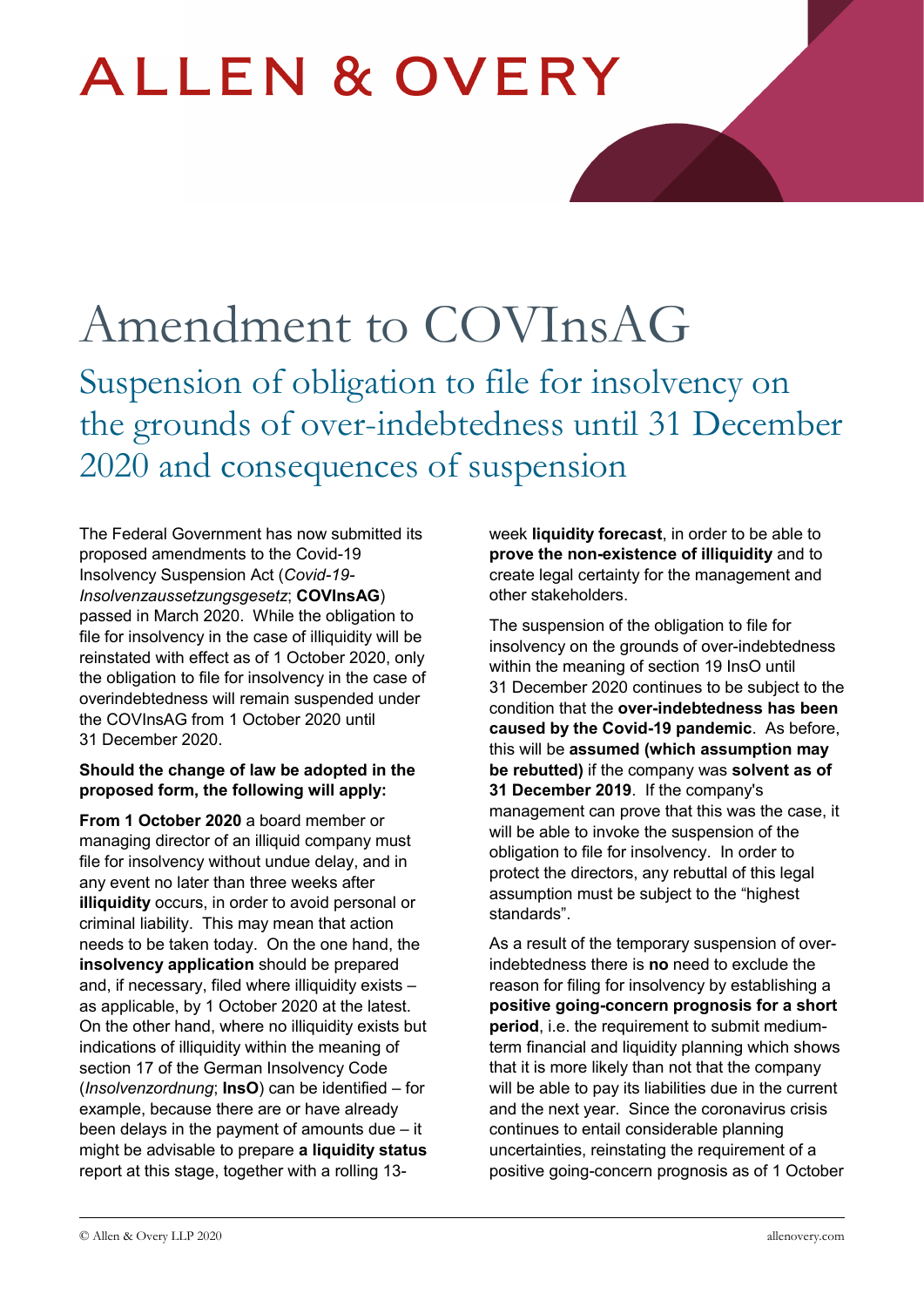ALLEN & OVERY

# Amendment to COVInsAG

## Suspension of obligation to file for insolvency on the grounds of over-indebtedness until 31 December 2020 and consequences of suspension

The Federal Government has now submitted its proposed amendments to the Covid-19 Insolvency Suspension Act (*Covid-19-Insolvenzaussetzungsgesetz*; **COVInsAG**) passed in March 2020. While the obligation to file for insolvency in the case of illiquidity will be reinstated with effect as of 1 October 2020, only the obligation to file for insolvency in the case of overindebtedness will remain suspended under the COVInsAG from 1 October 2020 until 31 December 2020.

**Should the change of law be adopted in the proposed form, the following will apply:**

**From 1 October 2020** a board member or managing director of an illiquid company must file for insolvency without undue delay, and in any event no later than three weeks after **illiquidity** occurs, in order to avoid personal or criminal liability. This may mean that action needs to be taken today. On the one hand, the **insolvency application** should be prepared and, if necessary, filed where illiquidity exists – as applicable, by 1 October 2020 at the latest. On the other hand, where no illiquidity exists but indications of illiquidity within the meaning of section 17 of the German Insolvency Code (*Insolvenzordnung*; **InsO**) can be identified – for example, because there are or have already been delays in the payment of amounts due – it might be advisable to prepare **a liquidity status** report at this stage, together with a rolling 13-week **liquidity forecast**, in order to be able to **prove the non-existence of illiquidity** and to create legal certainty for the management and other stakeholders.

The suspension of the obligation to file for insolvency on the grounds of over-indebtedness within the meaning of section 19 InsO until 31 December 2020 continues to be subject to the condition that the **over-indebtedness has been caused by the Covid-19 pandemic**. As before, this will be **assumed (which assumption may be rebutted)** if the company was **solvent as of 31 December 2019**. If the company's management can prove that this was the case, it will be able to invoke the suspension of the obligation to file for insolvency. In order to protect the directors, any rebuttal of this legal assumption must be subject to the "highest standards".

As a result of the temporary suspension of over-indebtedness there is **no** need to exclude the reason for filing for insolvency by establishing a **positive going-concern prognosis for a short period**, i.e. the requirement to submit medium-term financial and liquidity planning which shows that it is more likely than not that the company will be able to pay its liabilities due in the current and the next year. Since the coronavirus crisis continues to entail considerable planning uncertainties, reinstating the requirement of a positive going-concern prognosis as of 1 October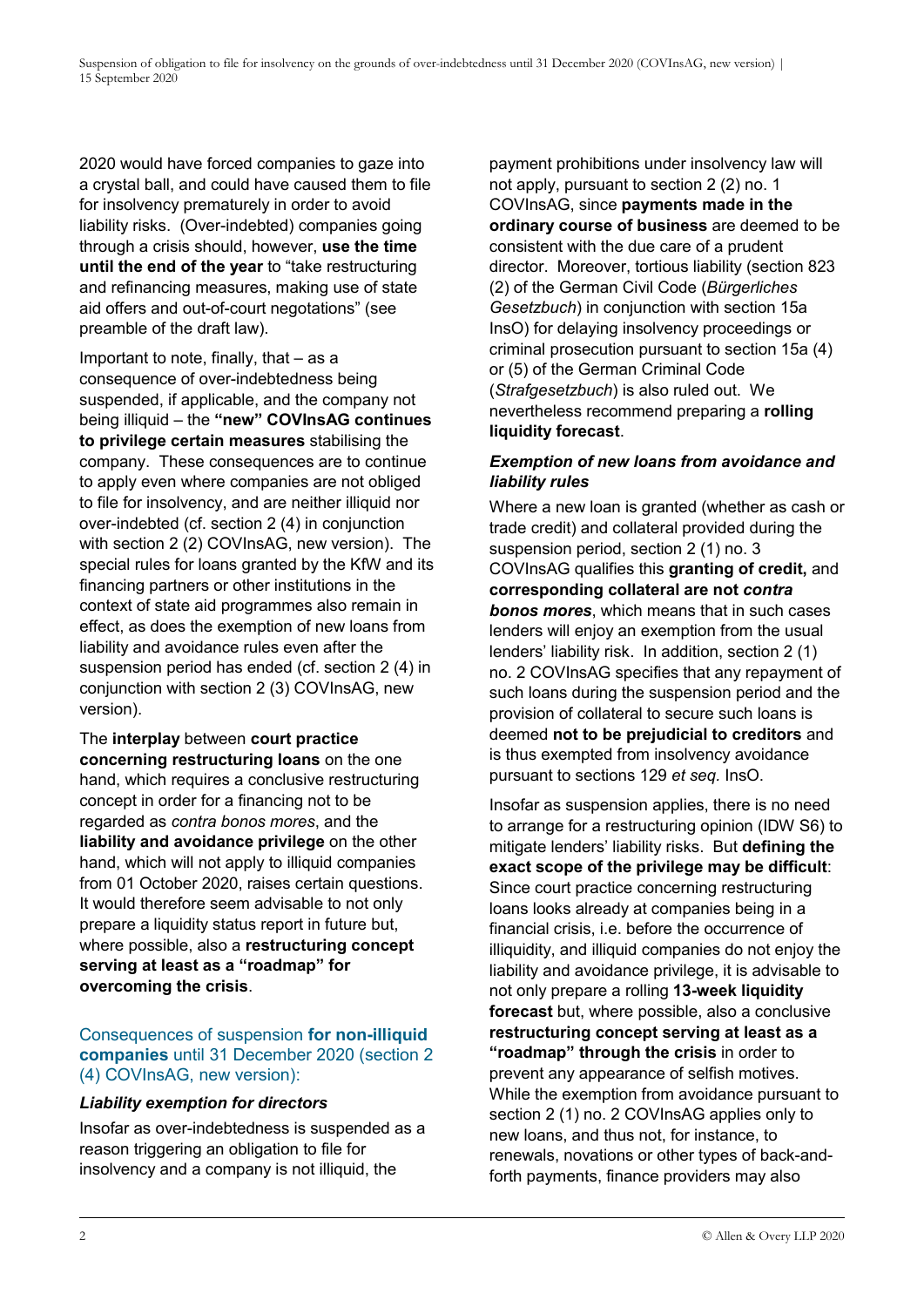2020 would have forced companies to gaze into a crystal ball, and could have caused them to file for insolvency prematurely in order to avoid liability risks. (Over-indebted) companies going through a crisis should, however, **use the time until the end of the year** to "take restructuring and refinancing measures, making use of state aid offers and out-of-court negotiations" (see preamble of the draft law).

Important to note, finally, that – as a consequence of over-indebtedness being suspended, if applicable, and the company not being illiquid – the **"new" COVInsAG continues to privilege certain measures** stabilising the company. These consequences are to continue to apply even where companies are not obliged to file for insolvency, and are neither illiquid nor over-indebted (cf. section 2 (4) in conjunction with section 2 (2) COVInsAG, new version). The special rules for loans granted by the KfW and its financing partners or other institutions in the context of state aid programmes also remain in effect, as does the exemption of new loans from liability and avoidance rules even after the suspension period has ended (cf. section 2 (4) in conjunction with section 2 (3) COVInsAG, new version).

The **interplay** between **court practice concerning restructuring loans** on the one hand, which requires a conclusive restructuring concept in order for a financing not to be regarded as *contra bonos mores*, and the **liability and avoidance privilege** on the other hand, which will not apply to illiquid companies from 01 October 2020, raises certain questions. It would therefore seem advisable to not only prepare a liquidity status report in future but, where possible, also a **restructuring concept serving at least as a "roadmap" for overcoming the crisis**.

## Consequences of suspension **for non-illiquid companies** until 31 December 2020 (section 2 (4) COVInsAG, new version):

### *Liability exemption for directors*

Insofar as over-indebtedness is suspended as a reason triggering an obligation to file for insolvency and a company is not illiquid, the payment prohibitions under insolvency law will not apply, pursuant to section 2 (2) no. 1 COVInsAG, since **payments made in the ordinary course of business** are deemed to be consistent with the due care of a prudent director. Moreover, tortious liability (section 823 (2) of the German Civil Code (*Bürgerliches Gesetzbuch*) in conjunction with section 15a InsO) for delaying insolvency proceedings or criminal prosecution pursuant to section 15a (4) or (5) of the German Criminal Code (*Strafgesetzbuch*) is also ruled out. We nevertheless recommend preparing a **rolling liquidity forecast**.

### *Exemption of new loans from avoidance and liability rules*

Where a new loan is granted (whether as cash or trade credit) and collateral provided during the suspension period, section 2 (1) no. 3 COVInsAG qualifies this **granting of credit,** and **corresponding collateral are not *contra bonos mores***, which means that in such cases lenders will enjoy an exemption from the usual lenders' liability risk. In addition, section 2 (1) no. 2 COVInsAG specifies that any repayment of such loans during the suspension period and the provision of collateral to secure such loans is deemed **not to be prejudicial to creditors** and is thus exempted from insolvency avoidance pursuant to sections 129 *et seq.* InsO.

Insofar as suspension applies, there is no need to arrange for a restructuring opinion (IDW S6) to mitigate lenders' liability risks. But **defining the exact scope of the privilege may be difficult**: Since court practice concerning restructuring loans looks already at companies being in a financial crisis, i.e. before the occurrence of illiquidity, and illiquid companies do not enjoy the liability and avoidance privilege, it is advisable to not only prepare a rolling **13-week liquidity forecast** but, where possible, also a conclusive **restructuring concept serving at least as a "roadmap" through the crisis** in order to prevent any appearance of selfish motives. While the exemption from avoidance pursuant to section 2 (1) no. 2 COVInsAG applies only to new loans, and thus not, for instance, to renewals, novations or other types of back-and-forth payments, finance providers may also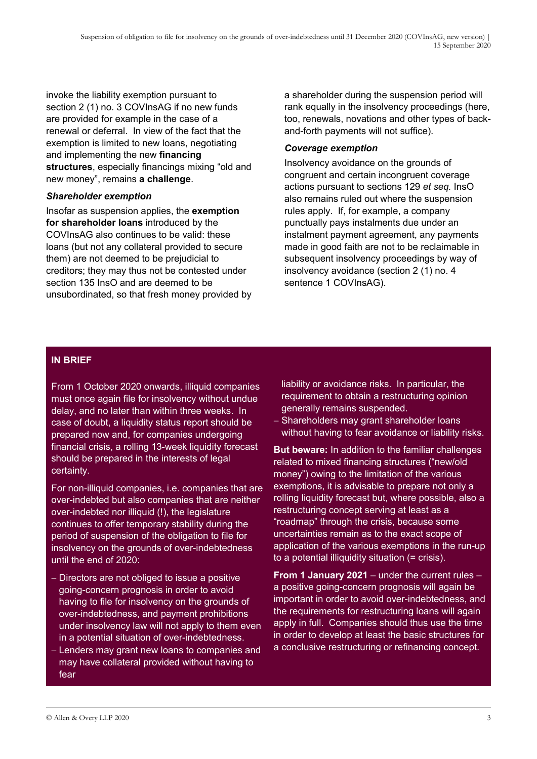invoke the liability exemption pursuant to section 2 (1) no. 3 COVInsAG if no new funds are provided for example in the case of a renewal or deferral. In view of the fact that the exemption is limited to new loans, negotiating and implementing the new **financing structures**, especially financings mixing "old and new money", remains **a challenge**.

### *Shareholder exemption*

Insofar as suspension applies, the **exemption for shareholder loans** introduced by the COVInsAG also continues to be valid: these loans (but not any collateral provided to secure them) are not deemed to be prejudicial to creditors; they may thus not be contested under section 135 InsO and are deemed to be unsubordinated, so that fresh money provided by a shareholder during the suspension period will rank equally in the insolvency proceedings (here, too, renewals, novations and other types of back-and-forth payments will not suffice).

### *Coverage exemption*

Insolvency avoidance on the grounds of congruent and certain incongruent coverage actions pursuant to sections 129 *et seq.* InsO also remains ruled out where the suspension rules apply. If, for example, a company punctually pays instalments due under an instalment payment agreement, any payments made in good faith are not to be reclaimable in subsequent insolvency proceedings by way of insolvency avoidance (section 2 (1) no. 4 sentence 1 COVInsAG).

## IN BRIEF

From 1 October 2020 onwards, illiquid companies must once again file for insolvency without undue delay, and no later than within three weeks. In case of doubt, a liquidity status report should be prepared now and, for companies undergoing financial crisis, a rolling 13-week liquidity forecast should be prepared in the interests of legal certainty.

For non-illiquid companies, i.e. companies that are over-indebted but also companies that are neither over-indebted nor illiquid (!), the legislature continues to offer temporary stability during the period of suspension of the obligation to file for insolvency on the grounds of over-indebtedness until the end of 2020:

- Directors are not obliged to issue a positive going-concern prognosis in order to avoid having to file for insolvency on the grounds of over-indebtedness, and payment prohibitions under insolvency law will not apply to them even in a potential situation of over-indebtedness.
- Lenders may grant new loans to companies and may have collateral provided without having to fear liability or avoidance risks. In particular, the requirement to obtain a restructuring opinion generally remains suspended.
- Shareholders may grant shareholder loans without having to fear avoidance or liability risks.

**But beware:** In addition to the familiar challenges related to mixed financing structures ("new/old money") owing to the limitation of the various exemptions, it is advisable to prepare not only a rolling liquidity forecast but, where possible, also a restructuring concept serving at least as a "roadmap" through the crisis, because some uncertainties remain as to the exact scope of application of the various exemptions in the run-up to a potential illiquidity situation (= crisis).

**From 1 January 2021** – under the current rules – a positive going-concern prognosis will again be important in order to avoid over-indebtedness, and the requirements for restructuring loans will again apply in full. Companies should thus use the time in order to develop at least the basic structures for a conclusive restructuring or refinancing concept.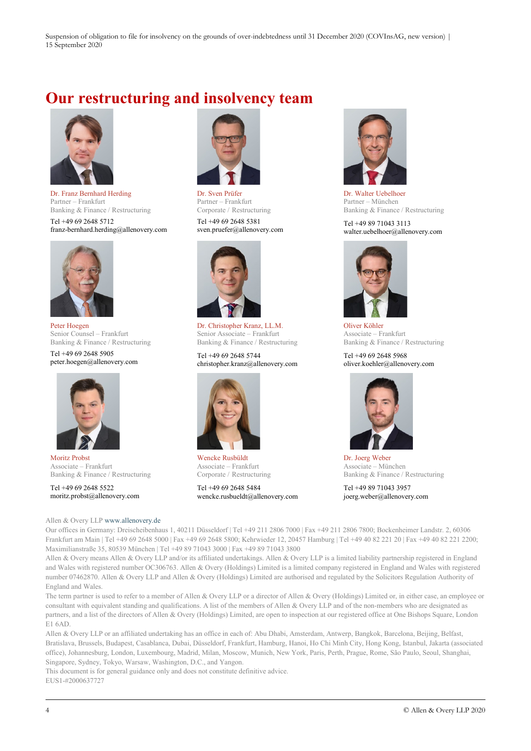# Our restructuring and insolvency team

Dr. Franz Bernhard Herding
Partner – Frankfurt
Banking & Finance / Restructuring

Tel +49 69 2648 5712
franz-bernhard.herding@allenovery.com

Dr. Sven Prüfer
Partner – Frankfurt
Corporate / Restructuring

Tel +49 69 2648 5381
sven.pruefer@allenovery.com

Dr. Walter Uebelhoer
Partner – München
Banking & Finance / Restructuring

Tel +49 89 71043 3113
walter.uebelhoer@allenovery.com

Peter Hoegen
Senior Counsel – Frankfurt
Banking & Finance / Restructuring

Tel +49 69 2648 5905
peter.hoegen@allenovery.com

Dr. Christopher Kranz, LL.M.
Senior Associate – Frankfurt
Banking & Finance / Restructuring

Tel +49 69 2648 5744
christopher.kranz@allenovery.com

Oliver Köhler
Associate – Frankfurt
Banking & Finance / Restructuring

Tel +49 69 2648 5968
oliver.koehler@allenovery.com

Moritz Probst
Associate – Frankfurt
Banking & Finance / Restructuring

Tel +49 69 2648 5522
moritz.probst@allenovery.com

Wencke Rusbüldt
Associate – Frankfurt
Corporate / Restructuring

Tel +49 69 2648 5484
wencke.rusbueldt@allenovery.com

Dr. Joerg Weber
Associate – München
Banking & Finance / Restructuring

Tel +49 89 71043 3957
joerg.weber@allenovery.com

Allen & Overy LLP www.allenovery.de
Our offices in Germany: Dreischeibenhaus 1, 40211 Düsseldorf | Tel +49 211 2806 7000 | Fax +49 211 2806 7800; Bockenheimer Landstr. 2, 60306 Frankfurt am Main | Tel +49 69 2648 5000 | Fax +49 69 2648 5800; Kehrwieder 12, 20457 Hamburg | Tel +49 40 82 221 20 | Fax +49 40 82 221 2200; Maximilianstraße 35, 80539 München | Tel +49 89 71043 3000 | Fax +49 89 71043 3800
Allen & Overy means Allen & Overy LLP and/or its affiliated undertakings. Allen & Overy LLP is a limited liability partnership registered in England and Wales with registered number OC306763. Allen & Overy (Holdings) Limited is a limited company registered in England and Wales with registered number 07462870. Allen & Overy LLP and Allen & Overy (Holdings) Limited are authorised and regulated by the Solicitors Regulation Authority of England and Wales.
The term partner is used to refer to a member of Allen & Overy LLP or a director of Allen & Overy (Holdings) Limited or, in either case, an employee or consultant with equivalent standing and qualifications. A list of the members of Allen & Overy LLP and of the non-members who are designated as partners, and a list of the directors of Allen & Overy (Holdings) Limited, are open to inspection at our registered office at One Bishops Square, London E1 6AD.
Allen & Overy LLP or an affiliated undertaking has an office in each of: Abu Dhabi, Amsterdam, Antwerp, Bangkok, Barcelona, Beijing, Belfast, Bratislava, Brussels, Budapest, Casablanca, Dubai, Düsseldorf, Frankfurt, Hamburg, Hanoi, Ho Chi Minh City, Hong Kong, Istanbul, Jakarta (associated office), Johannesburg, London, Luxembourg, Madrid, Milan, Moscow, Munich, New York, Paris, Perth, Prague, Rome, São Paulo, Seoul, Shanghai, Singapore, Sydney, Tokyo, Warsaw, Washington, D.C., and Yangon.
This document is for general guidance only and does not constitute definitive advice.
EUS1-#2000637727

© Allen & Overy LLP 2020